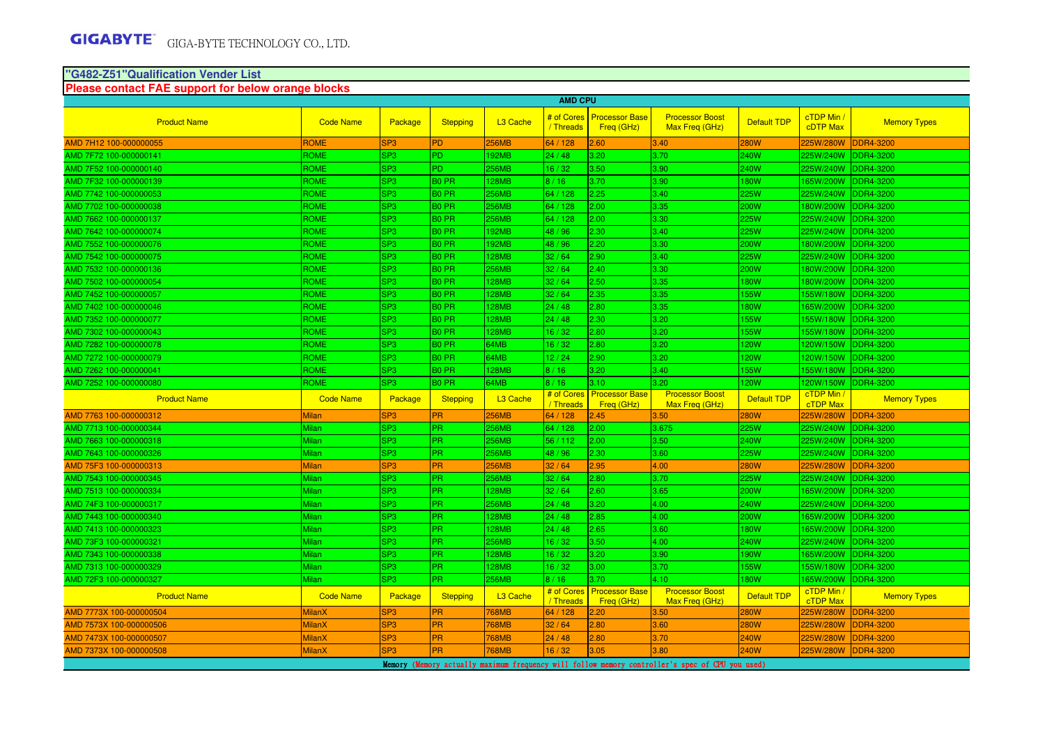GIGABYTE GIGA-BYTE TECHNOLOGY CO., LTD.

## "G482-Z51"Qualification Vender List

**Please contact FAE support for below orange blocks**

**AMD CPU**

| Product Name | Code Name | Package | Stepping | L3 Cache | # of Cores / Threads | Processor Base Freq (GHz) | Processor Boost Max Freq (GHz) | Default TDP | cTDP Min / cDTP Max | Memory Types |
|---|---|---|---|---|---|---|---|---|---|---|
| AMD 7H12 100-000000055 | ROME | SP3 | PD | 256MB | 64 / 128 | 2.60 | 3.40 | 280W | 225W/280W | DDR4-3200 |
| AMD 7F72 100-000000141 | ROME | SP3 | PD | 192MB | 24 / 48 | 3.20 | 3.70 | 240W | 225W/240W | DDR4-3200 |
| AMD 7F52 100-000000140 | ROME | SP3 | PD | 256MB | 16 / 32 | 3.50 | 3.90 | 240W | 225W/240W | DDR4-3200 |
| AMD 7F32 100-000000139 | ROME | SP3 | B0 PR | 128MB | 8 / 16 | 3.70 | 3.90 | 180W | 165W/200W | DDR4-3200 |
| AMD 7742 100-000000053 | ROME | SP3 | B0 PR | 256MB | 64 / 128 | 2.25 | 3.40 | 225W | 225W/240W | DDR4-3200 |
| AMD 7702 100-000000038 | ROME | SP3 | B0 PR | 256MB | 64 / 128 | 2.00 | 3.35 | 200W | 180W/200W | DDR4-3200 |
| AMD 7662 100-000000137 | ROME | SP3 | B0 PR | 256MB | 64 / 128 | 2.00 | 3.30 | 225W | 225W/240W | DDR4-3200 |
| AMD 7642 100-000000074 | ROME | SP3 | B0 PR | 192MB | 48 / 96 | 2.30 | 3.40 | 225W | 225W/240W | DDR4-3200 |
| AMD 7552 100-000000076 | ROME | SP3 | B0 PR | 192MB | 48 / 96 | 2.20 | 3.30 | 200W | 180W/200W | DDR4-3200 |
| AMD 7542 100-000000075 | ROME | SP3 | B0 PR | 128MB | 32 / 64 | 2.90 | 3.40 | 225W | 225W/240W | DDR4-3200 |
| AMD 7532 100-000000136 | ROME | SP3 | B0 PR | 256MB | 32 / 64 | 2.40 | 3.30 | 200W | 180W/200W | DDR4-3200 |
| AMD 7502 100-000000054 | ROME | SP3 | B0 PR | 128MB | 32 / 64 | 2.50 | 3.35 | 180W | 180W/200W | DDR4-3200 |
| AMD 7452 100-000000057 | ROME | SP3 | B0 PR | 128MB | 32 / 64 | 2.35 | 3.35 | 155W | 155W/180W | DDR4-3200 |
| AMD 7402 100-000000046 | ROME | SP3 | B0 PR | 128MB | 24 / 48 | 2.80 | 3.35 | 180W | 165W/200W | DDR4-3200 |
| AMD 7352 100-000000077 | ROME | SP3 | B0 PR | 128MB | 24 / 48 | 2.30 | 3.20 | 155W | 155W/180W | DDR4-3200 |
| AMD 7302 100-000000043 | ROME | SP3 | B0 PR | 128MB | 16 / 32 | 2.80 | 3.20 | 155W | 155W/180W | DDR4-3200 |
| AMD 7282 100-000000078 | ROME | SP3 | B0 PR | 64MB | 16 / 32 | 2.80 | 3.20 | 120W | 120W/150W | DDR4-3200 |
| AMD 7272 100-000000079 | ROME | SP3 | B0 PR | 64MB | 12 / 24 | 2.90 | 3.20 | 120W | 120W/150W | DDR4-3200 |
| AMD 7262 100-000000041 | ROME | SP3 | B0 PR | 128MB | 8 / 16 | 3.20 | 3.40 | 155W | 155W/180W | DDR4-3200 |
| AMD 7252 100-000000080 | ROME | SP3 | B0 PR | 64MB | 8 / 16 | 3.10 | 3.20 | 120W | 120W/150W | DDR4-3200 |
| **Product Name** | **Code Name** | **Package** | **Stepping** | **L3 Cache** | **# of Cores / Threads** | **Processor Base Freq (GHz)** | **Processor Boost Max Freq (GHz)** | **Default TDP** | **cTDP Min / cTDP Max** | **Memory Types** |
| AMD 7763 100-000000312 | Milan | SP3 | PR | 256MB | 64 / 128 | 2.45 | 3.50 | 280W | 225W/280W | DDR4-3200 |
| AMD 7713 100-000000344 | Milan | SP3 | PR | 256MB | 64 / 128 | 2.00 | 3.675 | 225W | 225W/240W | DDR4-3200 |
| AMD 7663 100-000000318 | Milan | SP3 | PR | 256MB | 56 / 112 | 2.00 | 3.50 | 240W | 225W/240W | DDR4-3200 |
| AMD 7643 100-000000326 | Milan | SP3 | PR | 256MB | 48 / 96 | 2.30 | 3.60 | 225W | 225W/240W | DDR4-3200 |
| AMD 75F3 100-000000313 | Milan | SP3 | PR | 256MB | 32 / 64 | 2.95 | 4.00 | 280W | 225W/280W | DDR4-3200 |
| AMD 7543 100-000000345 | Milan | SP3 | PR | 256MB | 32 / 64 | 2.80 | 3.70 | 225W | 225W/240W | DDR4-3200 |
| AMD 7513 100-000000334 | Milan | SP3 | PR | 128MB | 32 / 64 | 2.60 | 3.65 | 200W | 165W/200W | DDR4-3200 |
| AMD 74F3 100-000000317 | Milan | SP3 | PR | 256MB | 24 / 48 | 3.20 | 4.00 | 240W | 225W/240W | DDR4-3200 |
| AMD 7443 100-000000340 | Milan | SP3 | PR | 128MB | 24 / 48 | 2.85 | 4.00 | 200W | 165W/200W | DDR4-3200 |
| AMD 7413 100-000000323 | Milan | SP3 | PR | 128MB | 24 / 48 | 2.65 | 3.60 | 180W | 165W/200W | DDR4-3200 |
| AMD 73F3 100-000000321 | Milan | SP3 | PR | 256MB | 16 / 32 | 3.50 | 4.00 | 240W | 225W/240W | DDR4-3200 |
| AMD 7343 100-000000338 | Milan | SP3 | PR | 128MB | 16 / 32 | 3.20 | 3.90 | 190W | 165W/200W | DDR4-3200 |
| AMD 7313 100-000000329 | Milan | SP3 | PR | 128MB | 16 / 32 | 3.00 | 3.70 | 155W | 155W/180W | DDR4-3200 |
| AMD 72F3 100-000000327 | Milan | SP3 | PR | 256MB | 8 / 16 | 3.70 | 4.10 | 180W | 165W/200W | DDR4-3200 |
| **Product Name** | **Code Name** | **Package** | **Stepping** | **L3 Cache** | **# of Cores / Threads** | **Processor Base Freq (GHz)** | **Processor Boost Max Freq (GHz)** | **Default TDP** | **cTDP Min / cTDP Max** | **Memory Types** |
| AMD 7773X 100-000000504 | MilanX | SP3 | PR | 768MB | 64 / 128 | 2.20 | 3.50 | 280W | 225W/280W | DDR4-3200 |
| AMD 7573X 100-000000506 | MilanX | SP3 | PR | 768MB | 32 / 64 | 2.80 | 3.60 | 280W | 225W/280W | DDR4-3200 |
| AMD 7473X 100-000000507 | MilanX | SP3 | PR | 768MB | 24 / 48 | 2.80 | 3.70 | 240W | 225W/280W | DDR4-3200 |
| AMD 7373X 100-000000508 | MilanX | SP3 | PR | 768MB | 16 / 32 | 3.05 | 3.80 | 240W | 225W/280W | DDR4-3200 |

Memory (Memory actually maximum frequency will follow memory controller's spec of CPU you used)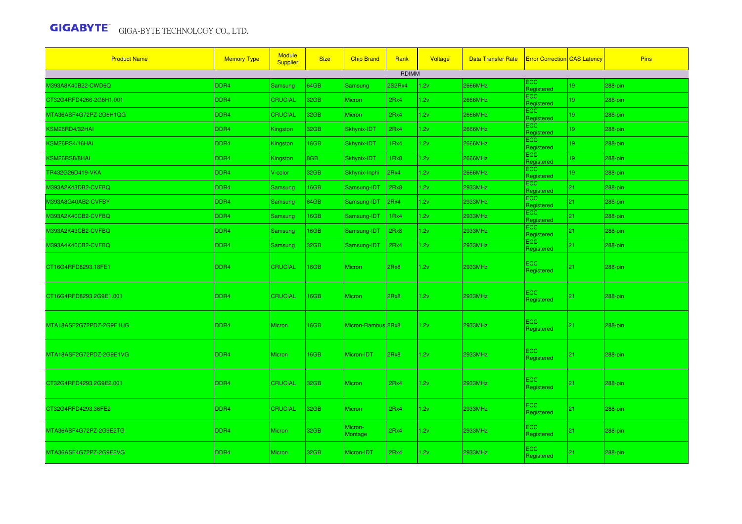| Product Name | Memory Type | Module Supplier | Size | Chip Brand | Rank | Voltage | Data Transfer Rate | Error Correction | CAS Latency | Pins |
|---|---|---|---|---|---|---|---|---|---|---|
| RDIMM | | | | | | | | | | |
| M393A8K40B22-CWD6Q | DDR4 | Samsung | 64GB | Samsung | 2S2Rx4 | 1.2v | 2666MHz | ECC Registered | 19 | 288-pin |
| CT32G4RFD4266-2G6H1.001 | DDR4 | CRUCIAL | 32GB | Micron | 2Rx4 | 1.2v | 2666MHz | ECC Registered | 19 | 288-pin |
| MTA36ASF4G72PZ-2G6H1QG | DDR4 | CRUCIAL | 32GB | Micron | 2Rx4 | 1.2v | 2666MHz | ECC Registered | 19 | 288-pin |
| KSM26RD4/32HAI | DDR4 | Kingston | 32GB | Skhynix-IDT | 2Rx4 | 1.2v | 2666MHz | ECC Registered | 19 | 288-pin |
| KSM26RS4/16HAI | DDR4 | Kingston | 16GB | Skhynix-IDT | 1Rx4 | 1.2v | 2666MHz | ECC Registered | 19 | 288-pin |
| KSM26RS8/8HAI | DDR4 | Kingston | 8GB | Skhynix-IDT | 1Rx8 | 1.2v | 2666MHz | ECC Registered | 19 | 288-pin |
| TR432G26D419-VKA | DDR4 | V-color | 32GB | Skhynix-Inphi | 2Rx4 | 1.2v | 2666MHz | ECC Registered | 19 | 288-pin |
| M393A2K43DB2-CVFBQ | DDR4 | Samsung | 16GB | Samsung-IDT | 2Rx8 | 1.2v | 2933MHz | ECC Registered | 21 | 288-pin |
| M393A8G40AB2-CVFBY | DDR4 | Samsung | 64GB | Samsung-IDT | 2Rx4 | 1.2v | 2933MHz | ECC Registered | 21 | 288-pin |
| M393A2K40CB2-CVFBQ | DDR4 | Samsung | 16GB | Samsung-IDT | 1Rx4 | 1.2v | 2933MHz | ECC Registered | 21 | 288-pin |
| M393A2K43CB2-CVFBQ | DDR4 | Samsung | 16GB | Samsung-IDT | 2Rx8 | 1.2v | 2933MHz | ECC Registered | 21 | 288-pin |
| M393A4K40CB2-CVFBQ | DDR4 | Samsung | 32GB | Samsung-IDT | 2Rx4 | 1.2v | 2933MHz | ECC Registered | 21 | 288-pin |
| CT16G4RFD8293.18FE1 | DDR4 | CRUCIAL | 16GB | Micron | 2Rx8 | 1.2v | 2933MHz | ECC Registered | 21 | 288-pin |
| CT16G4RFD8293.2G9E1.001 | DDR4 | CRUCIAL | 16GB | Micron | 2Rx8 | 1.2v | 2933MHz | ECC Registered | 21 | 288-pin |
| MTA18ASF2G72PDZ-2G9E1UG | DDR4 | Micron | 16GB | Micron-Rambus | 2Rx8 | 1.2v | 2933MHz | ECC Registered | 21 | 288-pin |
| MTA18ASF2G72PDZ-2G9E1VG | DDR4 | Micron | 16GB | Micron-IDT | 2Rx8 | 1.2v | 2933MHz | ECC Registered | 21 | 288-pin |
| CT32G4RFD4293.2G9E2.001 | DDR4 | CRUCIAL | 32GB | Micron | 2Rx4 | 1.2v | 2933MHz | ECC Registered | 21 | 288-pin |
| CT32G4RFD4293.36FE2 | DDR4 | CRUCIAL | 32GB | Micron | 2Rx4 | 1.2v | 2933MHz | ECC Registered | 21 | 288-pin |
| MTA36ASF4G72PZ-2G9E2TG | DDR4 | Micron | 32GB | Micron-Montage | 2Rx4 | 1.2v | 2933MHz | ECC Registered | 21 | 288-pin |
| MTA36ASF4G72PZ-2G9E2VG | DDR4 | Micron | 32GB | Micron-IDT | 2Rx4 | 1.2v | 2933MHz | ECC Registered | 21 | 288-pin |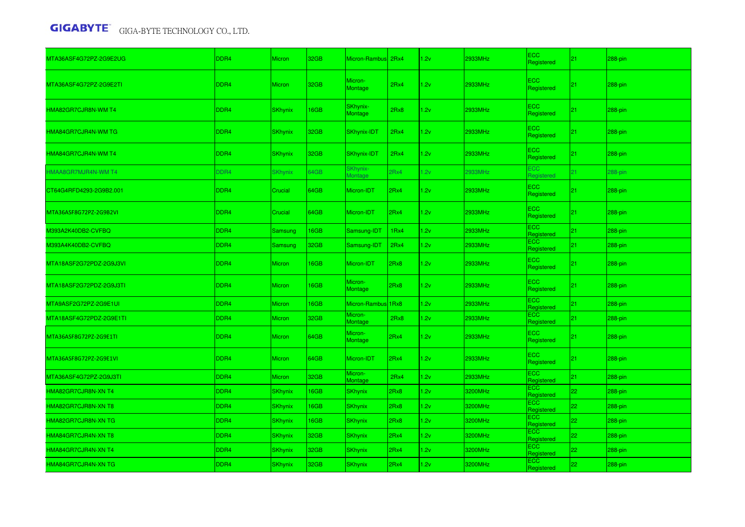| | | | | | | | | | | |
|---|---|---|---|---|---|---|---|---|---|---|
| MTA36ASF4G72PZ-2G9E2UG | DDR4 | Micron | 32GB | Micron-Rambus | 2Rx4 | 1.2v | 2933MHz | ECC Registered | 21 | 288-pin |
| MTA36ASF4G72PZ-2G9E2TI | DDR4 | Micron | 32GB | Micron-Montage | 2Rx4 | 1.2v | 2933MHz | ECC Registered | 21 | 288-pin |
| HMA82GR7CJR8N-WM T4 | DDR4 | SKhynix | 16GB | SKhynix-Montage | 2Rx8 | 1.2v | 2933MHz | ECC Registered | 21 | 288-pin |
| HMA84GR7CJR4N-WM TG | DDR4 | SKhynix | 32GB | SKhynix-IDT | 2Rx4 | 1.2v | 2933MHz | ECC Registered | 21 | 288-pin |
| HMA84GR7CJR4N-WM T4 | DDR4 | SKhynix | 32GB | SKhynix-IDT | 2Rx4 | 1.2v | 2933MHz | ECC Registered | 21 | 288-pin |
| HMAA8GR7MJR4N-WM T4 | DDR4 | SKhynix | 64GB | SKhynix-Montage | 2Rx4 | 1.2v | 2933MHz | ECC Registered | 21 | 288-pin |
| CT64G4RFD4293-2G9B2.001 | DDR4 | Crucial | 64GB | Micron-IDT | 2Rx4 | 1.2v | 2933MHz | ECC Registered | 21 | 288-pin |
| MTA36ASF8G72PZ-2G9B2VI | DDR4 | Crucial | 64GB | Micron-IDT | 2Rx4 | 1.2v | 2933MHz | ECC Registered | 21 | 288-pin |
| M393A2K40DB2-CVFBQ | DDR4 | Samsung | 16GB | Samsung-IDT | 1Rx4 | 1.2v | 2933MHz | ECC Registered | 21 | 288-pin |
| M393A4K40DB2-CVFBQ | DDR4 | Samsung | 32GB | Samsung-IDT | 2Rx4 | 1.2v | 2933MHz | ECC Registered | 21 | 288-pin |
| MTA18ASF2G72PDZ-2G9J3VI | DDR4 | Micron | 16GB | Micron-IDT | 2Rx8 | 1.2v | 2933MHz | ECC Registered | 21 | 288-pin |
| MTA18ASF2G72PDZ-2G9J3TI | DDR4 | Micron | 16GB | Micron-Montage | 2Rx8 | 1.2v | 2933MHz | ECC Registered | 21 | 288-pin |
| MTA9ASF2G72PZ-2G9E1UI | DDR4 | Micron | 16GB | Micron-Rambus | 1Rx8 | 1.2v | 2933MHz | ECC Registered | 21 | 288-pin |
| MTA18ASF4G72PDZ-2G9E1TI | DDR4 | Micron | 32GB | Micron-Montage | 2Rx8 | 1.2v | 2933MHz | ECC Registered | 21 | 288-pin |
| MTA36ASF8G72PZ-2G9E1TI | DDR4 | Micron | 64GB | Micron-Montage | 2Rx4 | 1.2v | 2933MHz | ECC Registered | 21 | 288-pin |
| MTA36ASF8G72PZ-2G9E1VI | DDR4 | Micron | 64GB | Micron-IDT | 2Rx4 | 1.2v | 2933MHz | ECC Registered | 21 | 288-pin |
| MTA36ASF4G72PZ-2G9J3TI | DDR4 | Micron | 32GB | Micron-Montage | 2Rx4 | 1.2v | 2933MHz | ECC Registered | 21 | 288-pin |
| HMA82GR7CJR8N-XN T4 | DDR4 | SKhynix | 16GB | SKhynix | 2Rx8 | 1.2v | 3200MHz | ECC Registered | 22 | 288-pin |
| HMA82GR7CJR8N-XN T8 | DDR4 | SKhynix | 16GB | SKhynix | 2Rx8 | 1.2v | 3200MHz | ECC Registered | 22 | 288-pin |
| HMA82GR7CJR8N-XN TG | DDR4 | SKhynix | 16GB | SKhynix | 2Rx8 | 1.2v | 3200MHz | ECC Registered | 22 | 288-pin |
| HMA84GR7CJR4N-XN T8 | DDR4 | SKhynix | 32GB | SKhynix | 2Rx4 | 1.2v | 3200MHz | ECC Registered | 22 | 288-pin |
| HMA84GR7CJR4N-XN T4 | DDR4 | SKhynix | 32GB | SKhynix | 2Rx4 | 1.2v | 3200MHz | ECC Registered | 22 | 288-pin |
| HMA84GR7CJR4N-XN TG | DDR4 | SKhynix | 32GB | SKhynix | 2Rx4 | 1.2v | 3200MHz | ECC Registered | 22 | 288-pin |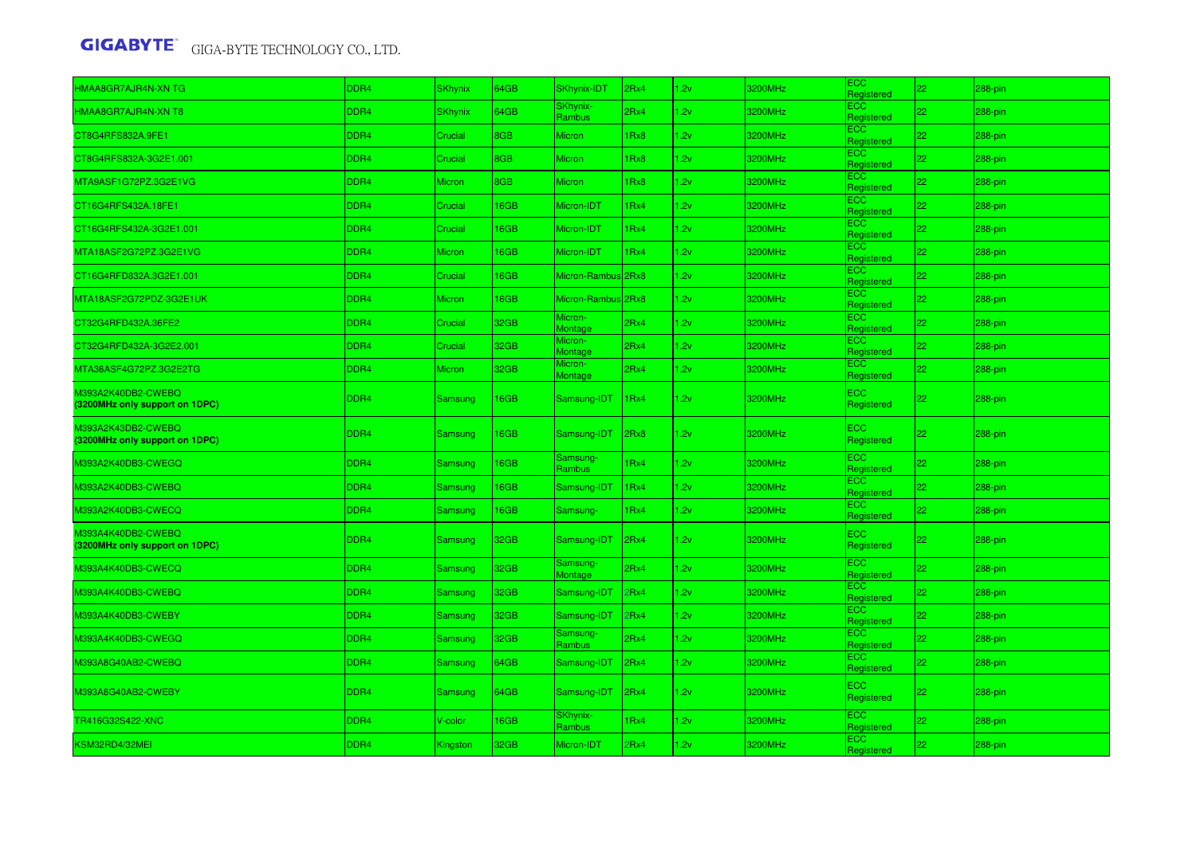| | | | | | | | | | | |
|---|---|---|---|---|---|---|---|---|---|---|
| HMAA8GR7AJR4N-XN TG | DDR4 | SKhynix | 64GB | SKhynix-IDT | 2Rx4 | 1.2v | 3200MHz | ECC Registered | 22 | 288-pin |
| HMAA8GR7AJR4N-XN T8 | DDR4 | SKhynix | 64GB | SKhynix-Rambus | 2Rx4 | 1.2v | 3200MHz | ECC Registered | 22 | 288-pin |
| CT8G4RFS832A.9FE1 | DDR4 | Crucial | 8GB | Micron | 1Rx8 | 1.2v | 3200MHz | ECC Registered | 22 | 288-pin |
| CT8G4RFS832A-3G2E1.001 | DDR4 | Crucial | 8GB | Micron | 1Rx8 | 1.2v | 3200MHz | ECC Registered | 22 | 288-pin |
| MTA9ASF1G72PZ.3G2E1VG | DDR4 | Micron | 8GB | Micron | 1Rx8 | 1.2v | 3200MHz | ECC Registered | 22 | 288-pin |
| CT16G4RFS432A.18FE1 | DDR4 | Crucial | 16GB | Micron-IDT | 1Rx4 | 1.2v | 3200MHz | ECC Registered | 22 | 288-pin |
| CT16G4RFS432A-3G2E1.001 | DDR4 | Crucial | 16GB | Micron-IDT | 1Rx4 | 1.2v | 3200MHz | ECC Registered | 22 | 288-pin |
| MTA18ASF2G72PZ.3G2E1VG | DDR4 | Micron | 16GB | Micron-IDT | 1Rx4 | 1.2v | 3200MHz | ECC Registered | 22 | 288-pin |
| CT16G4RFD832A.3G2E1.001 | DDR4 | Crucial | 16GB | Micron-Rambus | 2Rx8 | 1.2v | 3200MHz | ECC Registered | 22 | 288-pin |
| MTA18ASF2G72PDZ-3G2E1UK | DDR4 | Micron | 16GB | Micron-Rambus | 2Rx8 | 1.2v | 3200MHz | ECC Registered | 22 | 288-pin |
| CT32G4RFD432A.36FE2 | DDR4 | Crucial | 32GB | Micron-Montage | 2Rx4 | 1.2v | 3200MHz | ECC Registered | 22 | 288-pin |
| CT32G4RFD432A-3G2E2.001 | DDR4 | Crucial | 32GB | Micron-Montage | 2Rx4 | 1.2v | 3200MHz | ECC Registered | 22 | 288-pin |
| MTA36ASF4G72PZ.3G2E2TG | DDR4 | Micron | 32GB | Micron-Montage | 2Rx4 | 1.2v | 3200MHz | ECC Registered | 22 | 288-pin |
| M393A2K40DB2-CWEBQ **(3200MHz only support on 1DPC)** | DDR4 | Samsung | 16GB | Samsung-IDT | 1Rx4 | 1.2v | 3200MHz | ECC Registered | 22 | 288-pin |
| M393A2K43DB2-CWEBQ **(3200MHz only support on 1DPC)** | DDR4 | Samsung | 16GB | Samsung-IDT | 2Rx8 | 1.2v | 3200MHz | ECC Registered | 22 | 288-pin |
| M393A2K40DB3-CWEGQ | DDR4 | Samsung | 16GB | Samsung-Rambus | 1Rx4 | 1.2v | 3200MHz | ECC Registered | 22 | 288-pin |
| M393A2K40DB3-CWEBQ | DDR4 | Samsung | 16GB | Samsung-IDT | 1Rx4 | 1.2v | 3200MHz | ECC Registered | 22 | 288-pin |
| M393A2K40DB3-CWECQ | DDR4 | Samsung | 16GB | Samsung- | 1Rx4 | 1.2v | 3200MHz | ECC Registered | 22 | 288-pin |
| M393A4K40DB2-CWEBQ **(3200MHz only support on 1DPC)** | DDR4 | Samsung | 32GB | Samsung-IDT | 2Rx4 | 1.2v | 3200MHz | ECC Registered | 22 | 288-pin |
| M393A4K40DB3-CWECQ | DDR4 | Samsung | 32GB | Samsung-Montage | 2Rx4 | 1.2v | 3200MHz | ECC Registered | 22 | 288-pin |
| M393A4K40DB3-CWEBQ | DDR4 | Samsung | 32GB | Samsung-IDT | 2Rx4 | 1.2v | 3200MHz | ECC Registered | 22 | 288-pin |
| M393A4K40DB3-CWEBY | DDR4 | Samsung | 32GB | Samsung-IDT | 2Rx4 | 1.2v | 3200MHz | ECC Registered | 22 | 288-pin |
| M393A4K40DB3-CWEGQ | DDR4 | Samsung | 32GB | Samsung-Rambus | 2Rx4 | 1.2v | 3200MHz | ECC Registered | 22 | 288-pin |
| M393A8G40AB2-CWEBQ | DDR4 | Samsung | 64GB | Samsung-IDT | 2Rx4 | 1.2v | 3200MHz | ECC Registered | 22 | 288-pin |
| M393A8G40AB2-CWEBY | DDR4 | Samsung | 64GB | Samsung-IDT | 2Rx4 | 1.2v | 3200MHz | ECC Registered | 22 | 288-pin |
| TR416G32S422-XNC | DDR4 | V-color | 16GB | SKhynix-Rambus | 1Rx4 | 1.2v | 3200MHz | ECC Registered | 22 | 288-pin |
| KSM32RD4/32MEI | DDR4 | Kingston | 32GB | Micron-IDT | 2Rx4 | 1.2v | 3200MHz | ECC Registered | 22 | 288-pin |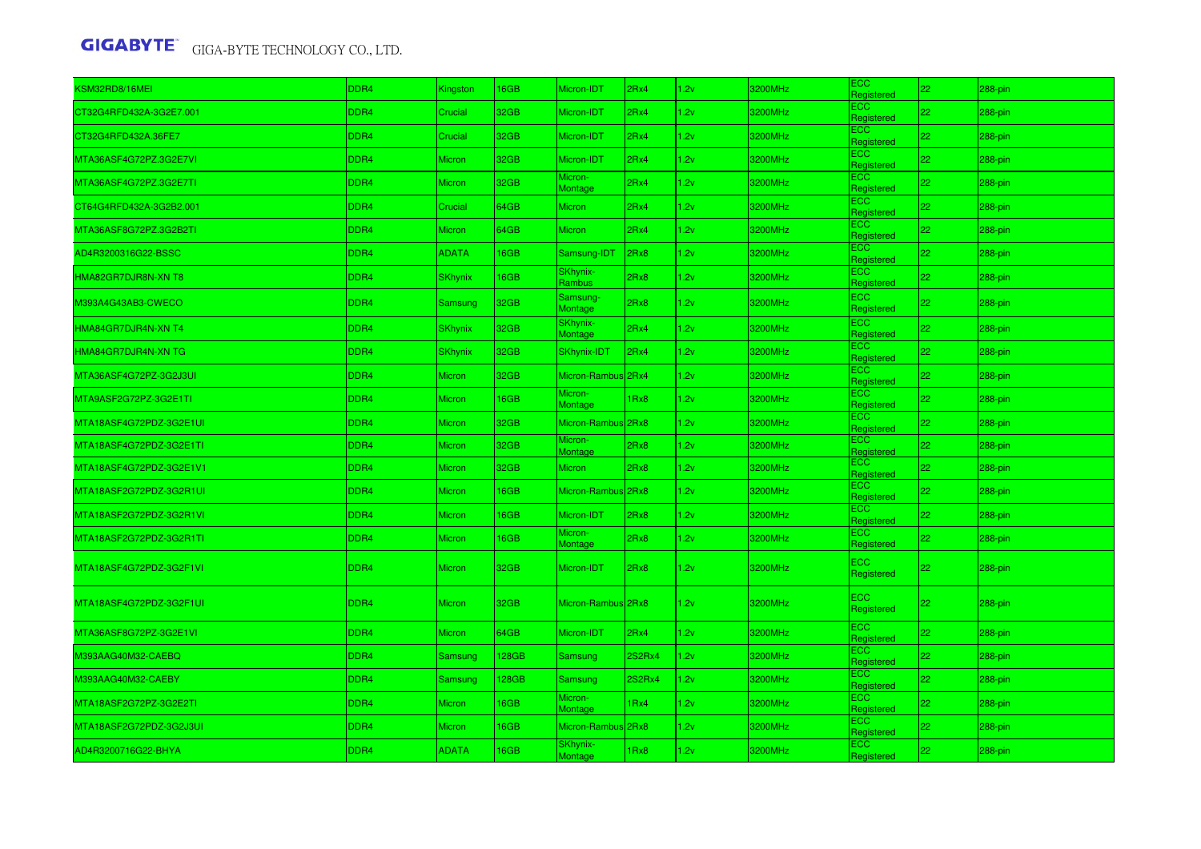| KSM32RD8/16MEI | DDR4 | Kingston | 16GB | Micron-IDT | 2Rx4 | 1.2v | 3200MHz | ECC Registered | 22 | 288-pin |
|---|---|---|---|---|---|---|---|---|---|---|
| CT32G4RFD432A-3G2E7.001 | DDR4 | Crucial | 32GB | Micron-IDT | 2Rx4 | 1.2v | 3200MHz | ECC Registered | 22 | 288-pin |
| CT32G4RFD432A.36FE7 | DDR4 | Crucial | 32GB | Micron-IDT | 2Rx4 | 1.2v | 3200MHz | ECC Registered | 22 | 288-pin |
| MTA36ASF4G72PZ.3G2E7VI | DDR4 | Micron | 32GB | Micron-IDT | 2Rx4 | 1.2v | 3200MHz | ECC Registered | 22 | 288-pin |
| MTA36ASF4G72PZ.3G2E7TI | DDR4 | Micron | 32GB | Micron-Montage | 2Rx4 | 1.2v | 3200MHz | ECC Registered | 22 | 288-pin |
| CT64G4RFD432A-3G2B2.001 | DDR4 | Crucial | 64GB | Micron | 2Rx4 | 1.2v | 3200MHz | ECC Registered | 22 | 288-pin |
| MTA36ASF8G72PZ.3G2B2TI | DDR4 | Micron | 64GB | Micron | 2Rx4 | 1.2v | 3200MHz | ECC Registered | 22 | 288-pin |
| AD4R3200316G22-BSSC | DDR4 | ADATA | 16GB | Samsung-IDT | 2Rx8 | 1.2v | 3200MHz | ECC Registered | 22 | 288-pin |
| HMA82GR7DJR8N-XN T8 | DDR4 | SKhynix | 16GB | SKhynix-Rambus | 2Rx8 | 1.2v | 3200MHz | ECC Registered | 22 | 288-pin |
| M393A4G43AB3-CWECO | DDR4 | Samsung | 32GB | Samsung-Montage | 2Rx8 | 1.2v | 3200MHz | ECC Registered | 22 | 288-pin |
| HMA84GR7DJR4N-XN T4 | DDR4 | SKhynix | 32GB | SKhynix-Montage | 2Rx4 | 1.2v | 3200MHz | ECC Registered | 22 | 288-pin |
| HMA84GR7DJR4N-XN TG | DDR4 | SKhynix | 32GB | SKhynix-IDT | 2Rx4 | 1.2v | 3200MHz | ECC Registered | 22 | 288-pin |
| MTA36ASF4G72PZ-3G2J3UI | DDR4 | Micron | 32GB | Micron-Rambus | 2Rx4 | 1.2v | 3200MHz | ECC Registered | 22 | 288-pin |
| MTA9ASF2G72PZ-3G2E1TI | DDR4 | Micron | 16GB | Micron-Montage | 1Rx8 | 1.2v | 3200MHz | ECC Registered | 22 | 288-pin |
| MTA18ASF4G72PDZ-3G2E1UI | DDR4 | Micron | 32GB | Micron-Rambus | 2Rx8 | 1.2v | 3200MHz | ECC Registered | 22 | 288-pin |
| MTA18ASF4G72PDZ-3G2E1TI | DDR4 | Micron | 32GB | Micron-Montage | 2Rx8 | 1.2v | 3200MHz | ECC Registered | 22 | 288-pin |
| MTA18ASF4G72PDZ-3G2E1V1 | DDR4 | Micron | 32GB | Micron | 2Rx8 | 1.2v | 3200MHz | ECC Registered | 22 | 288-pin |
| MTA18ASF2G72PDZ-3G2R1UI | DDR4 | Micron | 16GB | Micron-Rambus | 2Rx8 | 1.2v | 3200MHz | ECC Registered | 22 | 288-pin |
| MTA18ASF2G72PDZ-3G2R1VI | DDR4 | Micron | 16GB | Micron-IDT | 2Rx8 | 1.2v | 3200MHz | ECC Registered | 22 | 288-pin |
| MTA18ASF2G72PDZ-3G2R1TI | DDR4 | Micron | 16GB | Micron-Montage | 2Rx8 | 1.2v | 3200MHz | ECC Registered | 22 | 288-pin |
| MTA18ASF4G72PDZ-3G2F1VI | DDR4 | Micron | 32GB | Micron-IDT | 2Rx8 | 1.2v | 3200MHz | ECC Registered | 22 | 288-pin |
| MTA18ASF4G72PDZ-3G2F1UI | DDR4 | Micron | 32GB | Micron-Rambus | 2Rx8 | 1.2v | 3200MHz | ECC Registered | 22 | 288-pin |
| MTA36ASF8G72PZ-3G2E1VI | DDR4 | Micron | 64GB | Micron-IDT | 2Rx4 | 1.2v | 3200MHz | ECC Registered | 22 | 288-pin |
| M393AAG40M32-CAEBQ | DDR4 | Samsung | 128GB | Samsung | 2S2Rx4 | 1.2v | 3200MHz | ECC Registered | 22 | 288-pin |
| M393AAG40M32-CAEBY | DDR4 | Samsung | 128GB | Samsung | 2S2Rx4 | 1.2v | 3200MHz | ECC Registered | 22 | 288-pin |
| MTA18ASF2G72PZ-3G2E2TI | DDR4 | Micron | 16GB | Micron-Montage | 1Rx4 | 1.2v | 3200MHz | ECC Registered | 22 | 288-pin |
| MTA18ASF2G72PDZ-3G2J3UI | DDR4 | Micron | 16GB | Micron-Rambus | 2Rx8 | 1.2v | 3200MHz | ECC Registered | 22 | 288-pin |
| AD4R3200716G22-BHYA | DDR4 | ADATA | 16GB | SKhynix-Montage | 1Rx8 | 1.2v | 3200MHz | ECC Registered | 22 | 288-pin |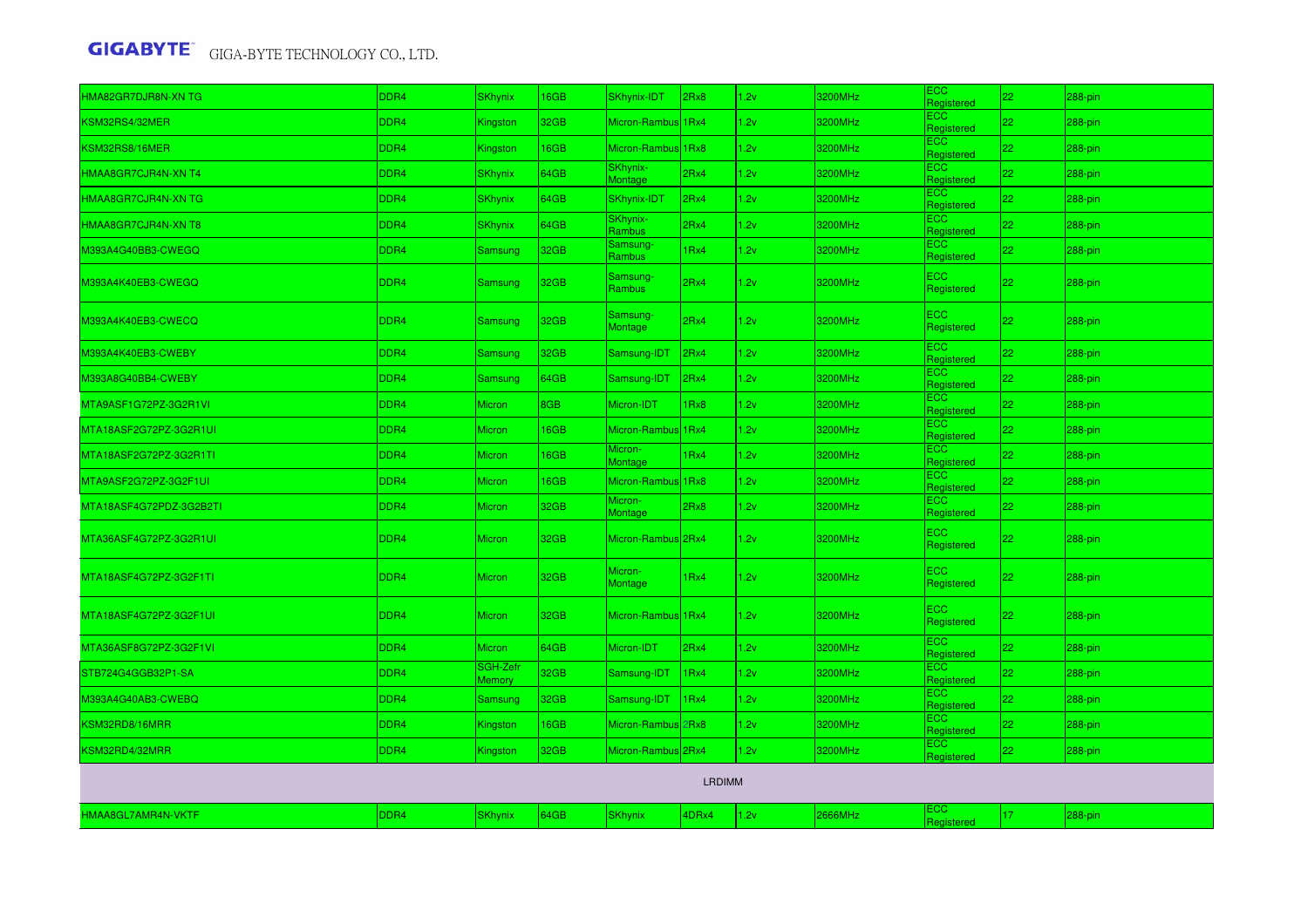| | | | | | | | | | | |
|---|---|---|---|---|---|---|---|---|---|---|
| HMA82GR7DJR8N-XN TG | DDR4 | SKhynix | 16GB | SKhynix-IDT | 2Rx8 | 1.2v | 3200MHz | ECC Registered | 22 | 288-pin |
| KSM32RS4/32MER | DDR4 | Kingston | 32GB | Micron-Rambus | 1Rx4 | 1.2v | 3200MHz | ECC Registered | 22 | 288-pin |
| KSM32RS8/16MER | DDR4 | Kingston | 16GB | Micron-Rambus | 1Rx8 | 1.2v | 3200MHz | ECC Registered | 22 | 288-pin |
| HMAA8GR7CJR4N-XN T4 | DDR4 | SKhynix | 64GB | SKhynix-Montage | 2Rx4 | 1.2v | 3200MHz | ECC Registered | 22 | 288-pin |
| HMAA8GR7CJR4N-XN TG | DDR4 | SKhynix | 64GB | SKhynix-IDT | 2Rx4 | 1.2v | 3200MHz | ECC Registered | 22 | 288-pin |
| HMAA8GR7CJR4N-XN T8 | DDR4 | SKhynix | 64GB | SKhynix-Rambus | 2Rx4 | 1.2v | 3200MHz | ECC Registered | 22 | 288-pin |
| M393A4G40BB3-CWEGQ | DDR4 | Samsung | 32GB | Samsung-Rambus | 1Rx4 | 1.2v | 3200MHz | ECC Registered | 22 | 288-pin |
| M393A4K40EB3-CWEGQ | DDR4 | Samsung | 32GB | Samsung-Rambus | 2Rx4 | 1.2v | 3200MHz | ECC Registered | 22 | 288-pin |
| M393A4K40EB3-CWECQ | DDR4 | Samsung | 32GB | Samsung-Montage | 2Rx4 | 1.2v | 3200MHz | ECC Registered | 22 | 288-pin |
| M393A4K40EB3-CWEBY | DDR4 | Samsung | 32GB | Samsung-IDT | 2Rx4 | 1.2v | 3200MHz | ECC Registered | 22 | 288-pin |
| M393A8G40BB4-CWEBY | DDR4 | Samsung | 64GB | Samsung-IDT | 2Rx4 | 1.2v | 3200MHz | ECC Registered | 22 | 288-pin |
| MTA9ASF1G72PZ-3G2R1VI | DDR4 | Micron | 8GB | Micron-IDT | 1Rx8 | 1.2v | 3200MHz | ECC Registered | 22 | 288-pin |
| MTA18ASF2G72PZ-3G2R1UI | DDR4 | Micron | 16GB | Micron-Rambus | 1Rx4 | 1.2v | 3200MHz | ECC Registered | 22 | 288-pin |
| MTA18ASF2G72PZ-3G2R1TI | DDR4 | Micron | 16GB | Micron-Montage | 1Rx4 | 1.2v | 3200MHz | ECC Registered | 22 | 288-pin |
| MTA9ASF2G72PZ-3G2F1UI | DDR4 | Micron | 16GB | Micron-Rambus | 1Rx8 | 1.2v | 3200MHz | ECC Registered | 22 | 288-pin |
| MTA18ASF4G72PDZ-3G2B2TI | DDR4 | Micron | 32GB | Micron-Montage | 2Rx8 | 1.2v | 3200MHz | ECC Registered | 22 | 288-pin |
| MTA36ASF4G72PZ-3G2R1UI | DDR4 | Micron | 32GB | Micron-Rambus | 2Rx4 | 1.2v | 3200MHz | ECC Registered | 22 | 288-pin |
| MTA18ASF4G72PZ-3G2F1TI | DDR4 | Micron | 32GB | Micron-Montage | 1Rx4 | 1.2v | 3200MHz | ECC Registered | 22 | 288-pin |
| MTA18ASF4G72PZ-3G2F1UI | DDR4 | Micron | 32GB | Micron-Rambus | 1Rx4 | 1.2v | 3200MHz | ECC Registered | 22 | 288-pin |
| MTA36ASF8G72PZ-3G2F1VI | DDR4 | Micron | 64GB | Micron-IDT | 2Rx4 | 1.2v | 3200MHz | ECC Registered | 22 | 288-pin |
| STB724G4GGB32P1-SA | DDR4 | SGH-Zefr Memory | 32GB | Samsung-IDT | 1Rx4 | 1.2v | 3200MHz | ECC Registered | 22 | 288-pin |
| M393A4G40AB3-CWEBQ | DDR4 | Samsung | 32GB | Samsung-IDT | 1Rx4 | 1.2v | 3200MHz | ECC Registered | 22 | 288-pin |
| KSM32RD8/16MRR | DDR4 | Kingston | 16GB | Micron-Rambus | 2Rx8 | 1.2v | 3200MHz | ECC Registered | 22 | 288-pin |
| KSM32RD4/32MRR | DDR4 | Kingston | 32GB | Micron-Rambus | 2Rx4 | 1.2v | 3200MHz | ECC Registered | 22 | 288-pin |
| LRDIMM | | | | | | | | | | |
| HMAA8GL7AMR4N-VKTF | DDR4 | SKhynix | 64GB | SKhynix | 4DRx4 | 1.2v | 2666MHz | ECC Registered | 17 | 288-pin |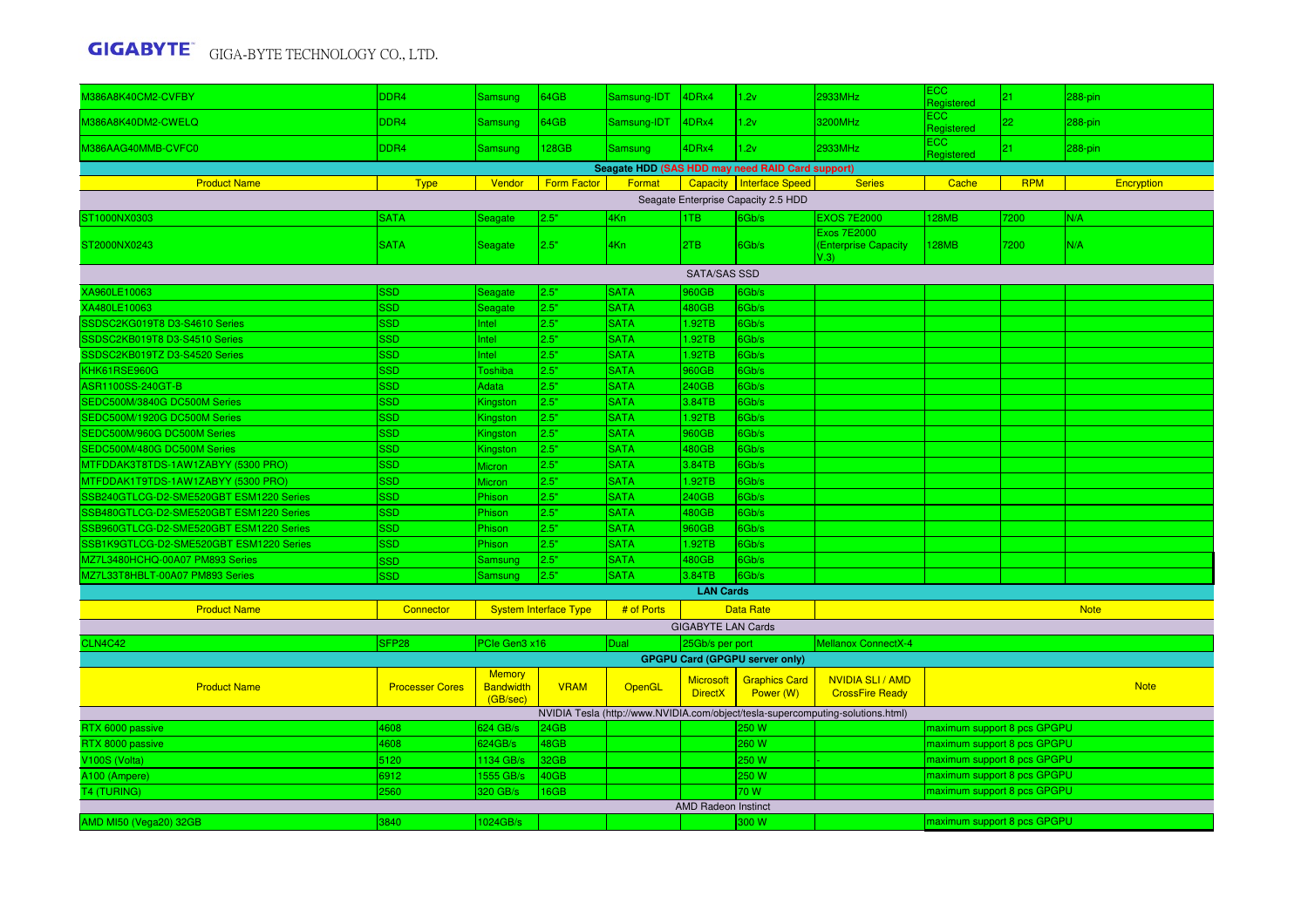| M386A8K40CM2-CVFBY | DDR4 | Samsung | 64GB | Samsung-IDT | 4DRx4 | 1.2v | 2933MHz | ECC Registered | 21 | 288-pin |
|---|---|---|---|---|---|---|---|---|---|---|
| M386A8K40DM2-CWELQ | DDR4 | Samsung | 64GB | Samsung-IDT | 4DRx4 | 1.2v | 3200MHz | ECC Registered | 22 | 288-pin |
| M386AAG40MMB-CVFC0 | DDR4 | Samsung | 128GB | Samsung | 4DRx4 | 1.2v | 2933MHz | ECC Registered | 21 | 288-pin |

**Seagate HDD (SAS HDD may need RAID Card support)**

| Product Name | Type | Vendor | Form Factor | Format | Capacity | Interface Speed | Series | Cache | RPM | Encryption |
|---|---|---|---|---|---|---|---|---|---|---|
| Seagate Enterprise Capacity 2.5 HDD | | | | | | | | | | |
| ST1000NX0303 | SATA | Seagate | 2.5" | 4Kn | 1TB | 6Gb/s | EXOS 7E2000 | 128MB | 7200 | N/A |
| ST2000NX0243 | SATA | Seagate | 2.5" | 4Kn | 2TB | 6Gb/s | Exos 7E2000 (Enterprise Capacity V.3) | 128MB | 7200 | N/A |
| SATA/SAS SSD | | | | | | | | | | |
| XA960LE10063 | SSD | Seagate | 2.5" | SATA | 960GB | 6Gb/s | | | | |
| XA480LE10063 | SSD | Seagate | 2.5" | SATA | 480GB | 6Gb/s | | | | |
| SSDSC2KG019T8 D3-S4610 Series | SSD | Intel | 2.5" | SATA | 1.92TB | 6Gb/s | | | | |
| SSDSC2KB019T8 D3-S4510 Series | SSD | Intel | 2.5" | SATA | 1.92TB | 6Gb/s | | | | |
| SSDSC2KB019TZ D3-S4520 Series | SSD | Intel | 2.5" | SATA | 1.92TB | 6Gb/s | | | | |
| KHK61RSE960G | SSD | Toshiba | 2.5" | SATA | 960GB | 6Gb/s | | | | |
| ASR1100SS-240GT-B | SSD | Adata | 2.5" | SATA | 240GB | 6Gb/s | | | | |
| SEDC500M/3840G DC500M Series | SSD | Kingston | 2.5" | SATA | 3.84TB | 6Gb/s | | | | |
| SEDC500M/1920G DC500M Series | SSD | Kingston | 2.5" | SATA | 1.92TB | 6Gb/s | | | | |
| SEDC500M/960G DC500M Series | SSD | Kingston | 2.5" | SATA | 960GB | 6Gb/s | | | | |
| SEDC500M/480G DC500M Series | SSD | Kingston | 2.5" | SATA | 480GB | 6Gb/s | | | | |
| MTFDDAK3T8TDS-1AW1ZABYY (5300 PRO) | SSD | Micron | 2.5" | SATA | 3.84TB | 6Gb/s | | | | |
| MTFDDAK1T9TDS-1AW1ZABYY (5300 PRO) | SSD | Micron | 2.5" | SATA | 1.92TB | 6Gb/s | | | | |
| SSB240GTLCG-D2-SME520GBT ESM1220 Series | SSD | Phison | 2.5" | SATA | 240GB | 6Gb/s | | | | |
| SSB480GTLCG-D2-SME520GBT ESM1220 Series | SSD | Phison | 2.5" | SATA | 480GB | 6Gb/s | | | | |
| SSB960GTLCG-D2-SME520GBT ESM1220 Series | SSD | Phison | 2.5" | SATA | 960GB | 6Gb/s | | | | |
| SSB1K9GTLCG-D2-SME520GBT ESM1220 Series | SSD | Phison | 2.5" | SATA | 1.92TB | 6Gb/s | | | | |
| MZ7L3480HCHQ-00A07 PM893 Series | SSD | Samsung | 2.5" | SATA | 480GB | 6Gb/s | | | | |
| MZ7L33T8HBLT-00A07 PM893 Series | SSD | Samsung | 2.5" | SATA | 3.84TB | 6Gb/s | | | | |

**LAN Cards**

| Product Name | Connector | System Interface Type | # of Ports | Data Rate | Note |
|---|---|---|---|---|---|
| GIGABYTE LAN Cards | | | | | |
| CLN4C42 | SFP28 | PCIe Gen3 x16 | Dual | 25Gb/s per port | Mellanox ConnectX-4 |

**GPGPU Card (GPGPU server only)**

| Product Name | Processer Cores | Memory Bandwidth (GB/sec) | VRAM | OpenGL | Microsoft DirectX | Graphics Card Power (W) | NVIDIA SLI / AMD CrossFire Ready | Note |
|---|---|---|---|---|---|---|---|---|
| NVIDIA Tesla (http://www.NVIDIA.com/object/tesla-supercomputing-solutions.html) | | | | | | | | |
| RTX 6000 passive | 4608 | 624 GB/s | 24GB | | | 250 W | | maximum support 8 pcs GPGPU |
| RTX 8000 passive | 4608 | 624GB/s | 48GB | | | 260 W | | maximum support 8 pcs GPGPU |
| V100S (Volta) | 5120 | 1134 GB/s | 32GB | | | 250 W | - | maximum support 8 pcs GPGPU |
| A100 (Ampere) | 6912 | 1555 GB/s | 40GB | | | 250 W | | maximum support 8 pcs GPGPU |
| T4 (TURING) | 2560 | 320 GB/s | 16GB | | | 70 W | | maximum support 8 pcs GPGPU |
| AMD Radeon Instinct | | | | | | | | |
| AMD MI50 (Vega20) 32GB | 3840 | 1024GB/s | | | | 300 W | | maximum support 8 pcs GPGPU |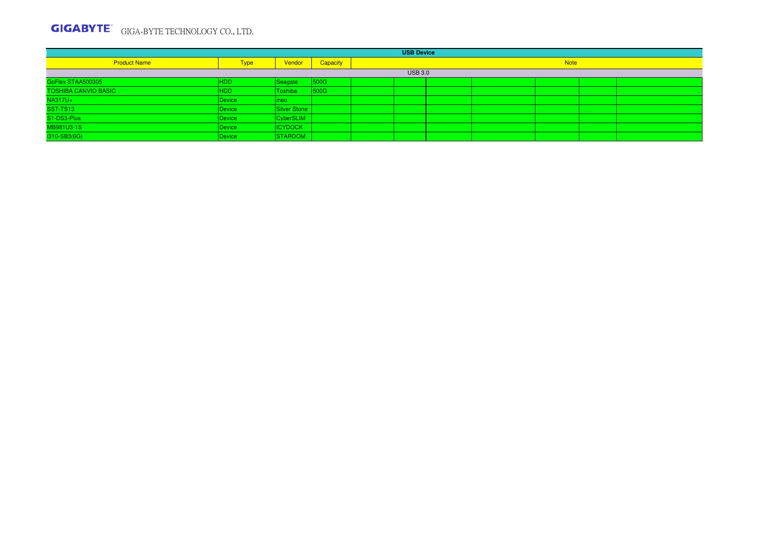| USB Device | | | | |
|---|---|---|---|---|
| Product Name | Type | Vendor | Capacity | Note |
| USB 3.0 | | | | |
| GoFlex STAA500305 | HDD | Seagate | 500G | |
| TOSHIBA CANVIO BASIC | HDD | Toshiba | 500G | |
| NA317U+ | Device | ineo | | |
| SST-TS13 | Device | Silver Stone | | |
| S1-DS3-Plus | Device | CyberSLIM | | |
| MB981U3-1S | Device | ICYDOCK | | |
| i310-SB3(6G) | Device | STARDOM | | |